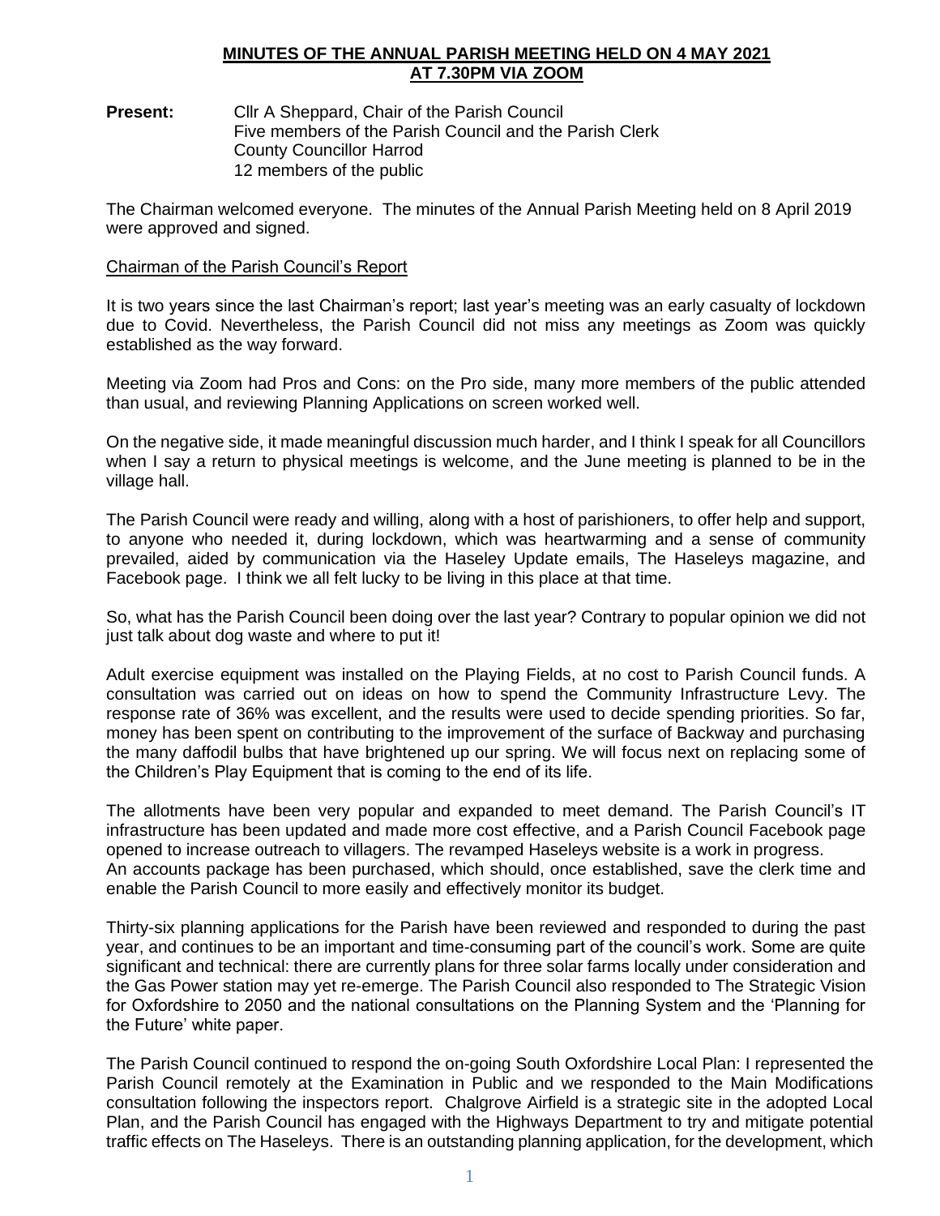**MINUTES OF THE ANNUAL PARISH MEETING HELD ON 4 MAY 2021**
**AT 7.30PM VIA ZOOM**

**Present:** Cllr A Sheppard, Chair of the Parish Council
Five members of the Parish Council and the Parish Clerk
County Councillor Harrod
12 members of the public

The Chairman welcomed everyone. The minutes of the Annual Parish Meeting held on 8 April 2019 were approved and signed.

Chairman of the Parish Council's Report

It is two years since the last Chairman's report; last year's meeting was an early casualty of lockdown due to Covid. Nevertheless, the Parish Council did not miss any meetings as Zoom was quickly established as the way forward.

Meeting via Zoom had Pros and Cons: on the Pro side, many more members of the public attended than usual, and reviewing Planning Applications on screen worked well.

On the negative side, it made meaningful discussion much harder, and I think I speak for all Councillors when I say a return to physical meetings is welcome, and the June meeting is planned to be in the village hall.

The Parish Council were ready and willing, along with a host of parishioners, to offer help and support, to anyone who needed it, during lockdown, which was heartwarming and a sense of community prevailed, aided by communication via the Haseley Update emails, The Haseleys magazine, and Facebook page. I think we all felt lucky to be living in this place at that time.

So, what has the Parish Council been doing over the last year? Contrary to popular opinion we did not just talk about dog waste and where to put it!

Adult exercise equipment was installed on the Playing Fields, at no cost to Parish Council funds. A consultation was carried out on ideas on how to spend the Community Infrastructure Levy. The response rate of 36% was excellent, and the results were used to decide spending priorities. So far, money has been spent on contributing to the improvement of the surface of Backway and purchasing the many daffodil bulbs that have brightened up our spring. We will focus next on replacing some of the Children's Play Equipment that is coming to the end of its life.

The allotments have been very popular and expanded to meet demand. The Parish Council's IT infrastructure has been updated and made more cost effective, and a Parish Council Facebook page opened to increase outreach to villagers. The revamped Haseleys website is a work in progress. An accounts package has been purchased, which should, once established, save the clerk time and enable the Parish Council to more easily and effectively monitor its budget.

Thirty-six planning applications for the Parish have been reviewed and responded to during the past year, and continues to be an important and time-consuming part of the council's work. Some are quite significant and technical: there are currently plans for three solar farms locally under consideration and the Gas Power station may yet re-emerge. The Parish Council also responded to The Strategic Vision for Oxfordshire to 2050 and the national consultations on the Planning System and the 'Planning for the Future' white paper.

The Parish Council continued to respond the on-going South Oxfordshire Local Plan: I represented the Parish Council remotely at the Examination in Public and we responded to the Main Modifications consultation following the inspectors report. Chalgrove Airfield is a strategic site in the adopted Local Plan, and the Parish Council has engaged with the Highways Department to try and mitigate potential traffic effects on The Haseleys. There is an outstanding planning application, for the development, which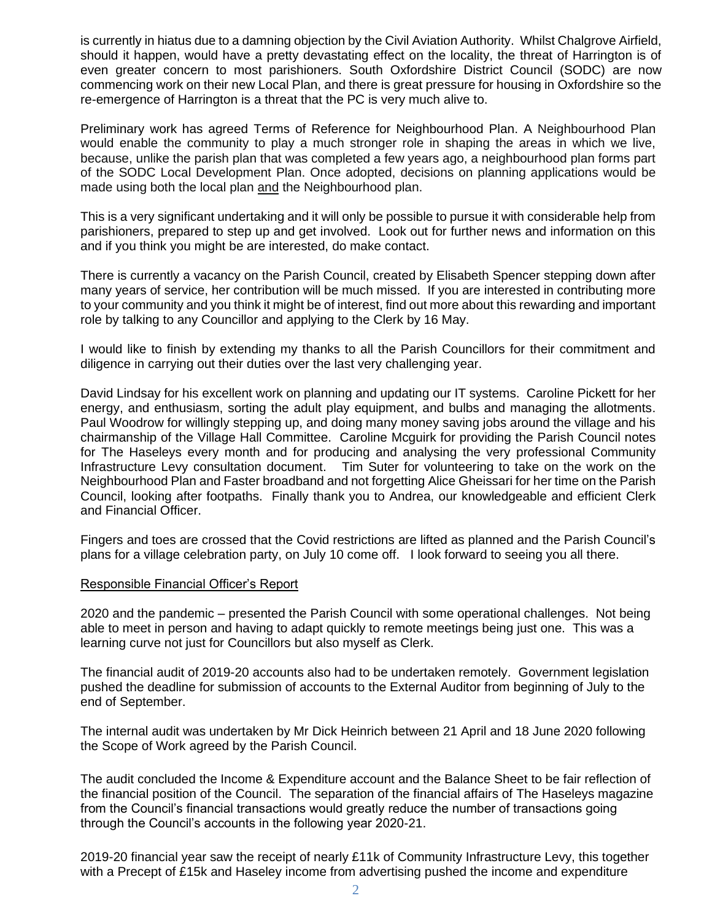is currently in hiatus due to a damning objection by the Civil Aviation Authority. Whilst Chalgrove Airfield, should it happen, would have a pretty devastating effect on the locality, the threat of Harrington is of even greater concern to most parishioners. South Oxfordshire District Council (SODC) are now commencing work on their new Local Plan, and there is great pressure for housing in Oxfordshire so the re-emergence of Harrington is a threat that the PC is very much alive to.

Preliminary work has agreed Terms of Reference for Neighbourhood Plan. A Neighbourhood Plan would enable the community to play a much stronger role in shaping the areas in which we live, because, unlike the parish plan that was completed a few years ago, a neighbourhood plan forms part of the SODC Local Development Plan. Once adopted, decisions on planning applications would be made using both the local plan and the Neighbourhood plan.

This is a very significant undertaking and it will only be possible to pursue it with considerable help from parishioners, prepared to step up and get involved. Look out for further news and information on this and if you think you might be are interested, do make contact.

There is currently a vacancy on the Parish Council, created by Elisabeth Spencer stepping down after many years of service, her contribution will be much missed. If you are interested in contributing more to your community and you think it might be of interest, find out more about this rewarding and important role by talking to any Councillor and applying to the Clerk by 16 May.

I would like to finish by extending my thanks to all the Parish Councillors for their commitment and diligence in carrying out their duties over the last very challenging year.

David Lindsay for his excellent work on planning and updating our IT systems. Caroline Pickett for her energy, and enthusiasm, sorting the adult play equipment, and bulbs and managing the allotments. Paul Woodrow for willingly stepping up, and doing many money saving jobs around the village and his chairmanship of the Village Hall Committee. Caroline Mcguirk for providing the Parish Council notes for The Haseleys every month and for producing and analysing the very professional Community Infrastructure Levy consultation document. Tim Suter for volunteering to take on the work on the Neighbourhood Plan and Faster broadband and not forgetting Alice Gheissari for her time on the Parish Council, looking after footpaths. Finally thank you to Andrea, our knowledgeable and efficient Clerk and Financial Officer.

Fingers and toes are crossed that the Covid restrictions are lifted as planned and the Parish Council's plans for a village celebration party, on July 10 come off. I look forward to seeing you all there.

## Responsible Financial Officer's Report

2020 and the pandemic – presented the Parish Council with some operational challenges. Not being able to meet in person and having to adapt quickly to remote meetings being just one. This was a learning curve not just for Councillors but also myself as Clerk.

The financial audit of 2019-20 accounts also had to be undertaken remotely. Government legislation pushed the deadline for submission of accounts to the External Auditor from beginning of July to the end of September.

The internal audit was undertaken by Mr Dick Heinrich between 21 April and 18 June 2020 following the Scope of Work agreed by the Parish Council.

The audit concluded the Income & Expenditure account and the Balance Sheet to be fair reflection of the financial position of the Council. The separation of the financial affairs of The Haseleys magazine from the Council's financial transactions would greatly reduce the number of transactions going through the Council's accounts in the following year 2020-21.

2019-20 financial year saw the receipt of nearly £11k of Community Infrastructure Levy, this together with a Precept of £15k and Haseley income from advertising pushed the income and expenditure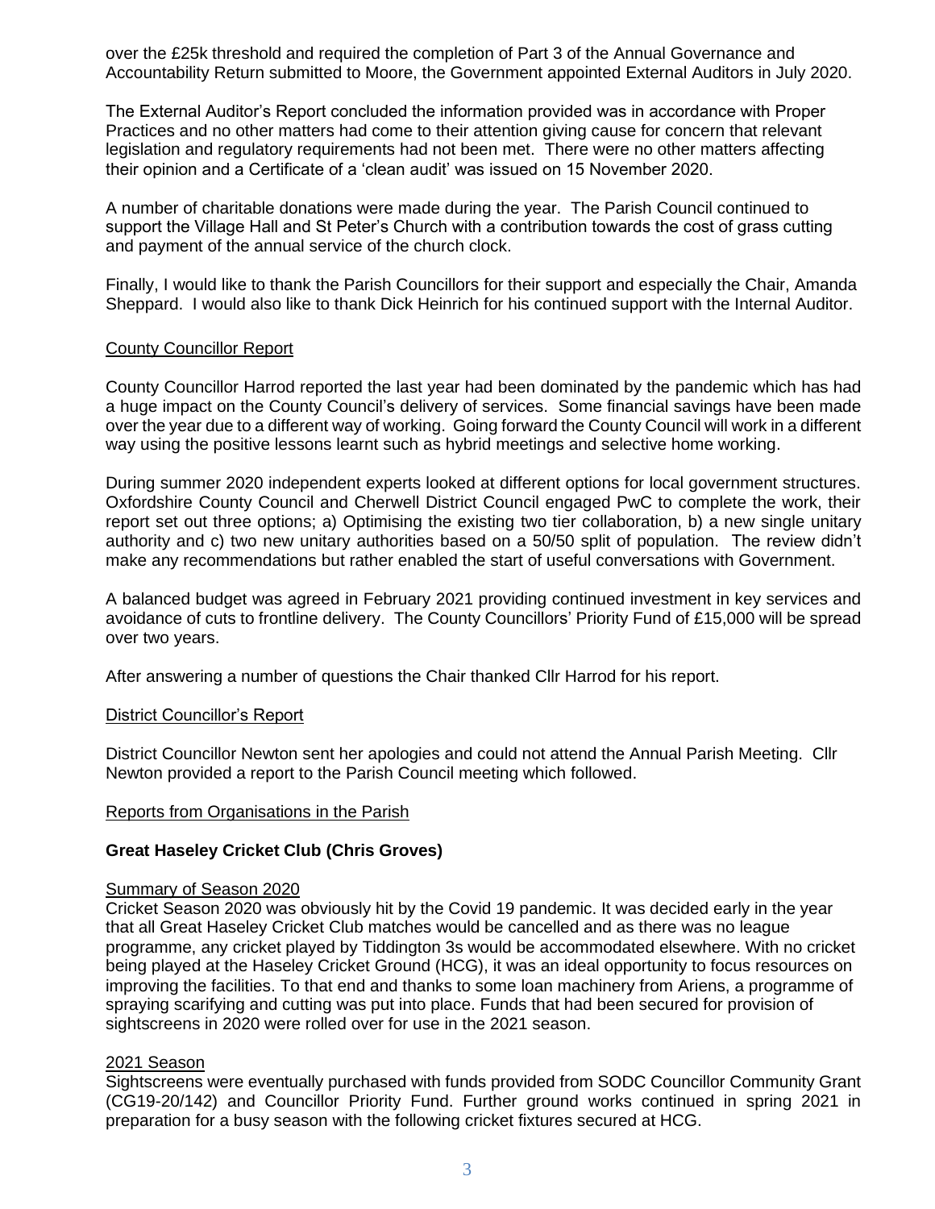over the £25k threshold and required the completion of Part 3 of the Annual Governance and Accountability Return submitted to Moore, the Government appointed External Auditors in July 2020.

The External Auditor's Report concluded the information provided was in accordance with Proper Practices and no other matters had come to their attention giving cause for concern that relevant legislation and regulatory requirements had not been met. There were no other matters affecting their opinion and a Certificate of a 'clean audit' was issued on 15 November 2020.

A number of charitable donations were made during the year. The Parish Council continued to support the Village Hall and St Peter's Church with a contribution towards the cost of grass cutting and payment of the annual service of the church clock.

Finally, I would like to thank the Parish Councillors for their support and especially the Chair, Amanda Sheppard. I would also like to thank Dick Heinrich for his continued support with the Internal Auditor.

## County Councillor Report

County Councillor Harrod reported the last year had been dominated by the pandemic which has had a huge impact on the County Council's delivery of services. Some financial savings have been made over the year due to a different way of working. Going forward the County Council will work in a different way using the positive lessons learnt such as hybrid meetings and selective home working.

During summer 2020 independent experts looked at different options for local government structures. Oxfordshire County Council and Cherwell District Council engaged PwC to complete the work, their report set out three options; a) Optimising the existing two tier collaboration, b) a new single unitary authority and c) two new unitary authorities based on a 50/50 split of population. The review didn't make any recommendations but rather enabled the start of useful conversations with Government.

A balanced budget was agreed in February 2021 providing continued investment in key services and avoidance of cuts to frontline delivery. The County Councillors' Priority Fund of £15,000 will be spread over two years.

After answering a number of questions the Chair thanked Cllr Harrod for his report.

## District Councillor's Report

District Councillor Newton sent her apologies and could not attend the Annual Parish Meeting. Cllr Newton provided a report to the Parish Council meeting which followed.

## Reports from Organisations in the Parish

### Great Haseley Cricket Club (Chris Groves)

#### Summary of Season 2020

Cricket Season 2020 was obviously hit by the Covid 19 pandemic. It was decided early in the year that all Great Haseley Cricket Club matches would be cancelled and as there was no league programme, any cricket played by Tiddington 3s would be accommodated elsewhere. With no cricket being played at the Haseley Cricket Ground (HCG), it was an ideal opportunity to focus resources on improving the facilities. To that end and thanks to some loan machinery from Ariens, a programme of spraying scarifying and cutting was put into place. Funds that had been secured for provision of sightscreens in 2020 were rolled over for use in the 2021 season.

#### 2021 Season

Sightscreens were eventually purchased with funds provided from SODC Councillor Community Grant (CG19-20/142) and Councillor Priority Fund. Further ground works continued in spring 2021 in preparation for a busy season with the following cricket fixtures secured at HCG.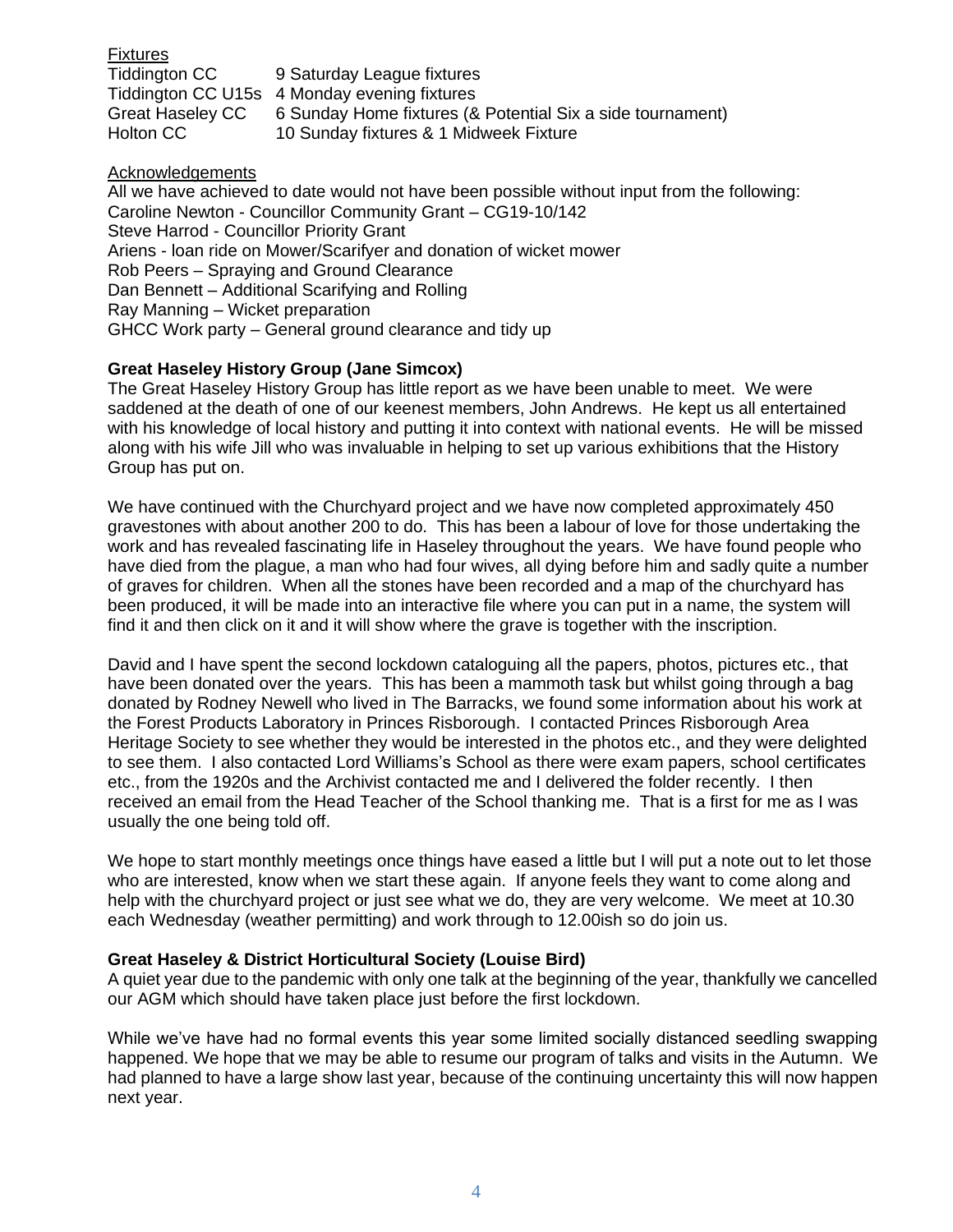<u>Fixtures</u>

| | |
|---|---|
| Tiddington CC | 9 Saturday League fixtures |
| Tiddington CC U15s | 4 Monday evening fixtures |
| Great Haseley CC | 6 Sunday Home fixtures (& Potential Six a side tournament) |
| Holton CC | 10 Sunday fixtures & 1 Midweek Fixture |

<u>Acknowledgements</u>

All we have achieved to date would not have been possible without input from the following:
Caroline Newton - Councillor Community Grant – CG19-10/142
Steve Harrod - Councillor Priority Grant
Ariens - loan ride on Mower/Scarifyer and donation of wicket mower
Rob Peers – Spraying and Ground Clearance
Dan Bennett – Additional Scarifying and Rolling
Ray Manning – Wicket preparation
GHCC Work party – General ground clearance and tidy up

**Great Haseley History Group (Jane Simcox)**

The Great Haseley History Group has little report as we have been unable to meet. We were saddened at the death of one of our keenest members, John Andrews. He kept us all entertained with his knowledge of local history and putting it into context with national events. He will be missed along with his wife Jill who was invaluable in helping to set up various exhibitions that the History Group has put on.

We have continued with the Churchyard project and we have now completed approximately 450 gravestones with about another 200 to do. This has been a labour of love for those undertaking the work and has revealed fascinating life in Haseley throughout the years. We have found people who have died from the plague, a man who had four wives, all dying before him and sadly quite a number of graves for children. When all the stones have been recorded and a map of the churchyard has been produced, it will be made into an interactive file where you can put in a name, the system will find it and then click on it and it will show where the grave is together with the inscription.

David and I have spent the second lockdown cataloguing all the papers, photos, pictures etc., that have been donated over the years. This has been a mammoth task but whilst going through a bag donated by Rodney Newell who lived in The Barracks, we found some information about his work at the Forest Products Laboratory in Princes Risborough. I contacted Princes Risborough Area Heritage Society to see whether they would be interested in the photos etc., and they were delighted to see them. I also contacted Lord Williams's School as there were exam papers, school certificates etc., from the 1920s and the Archivist contacted me and I delivered the folder recently. I then received an email from the Head Teacher of the School thanking me. That is a first for me as I was usually the one being told off.

We hope to start monthly meetings once things have eased a little but I will put a note out to let those who are interested, know when we start these again. If anyone feels they want to come along and help with the churchyard project or just see what we do, they are very welcome. We meet at 10.30 each Wednesday (weather permitting) and work through to 12.00ish so do join us.

**Great Haseley & District Horticultural Society (Louise Bird)**

A quiet year due to the pandemic with only one talk at the beginning of the year, thankfully we cancelled our AGM which should have taken place just before the first lockdown.

While we've have had no formal events this year some limited socially distanced seedling swapping happened. We hope that we may be able to resume our program of talks and visits in the Autumn. We had planned to have a large show last year, because of the continuing uncertainty this will now happen next year.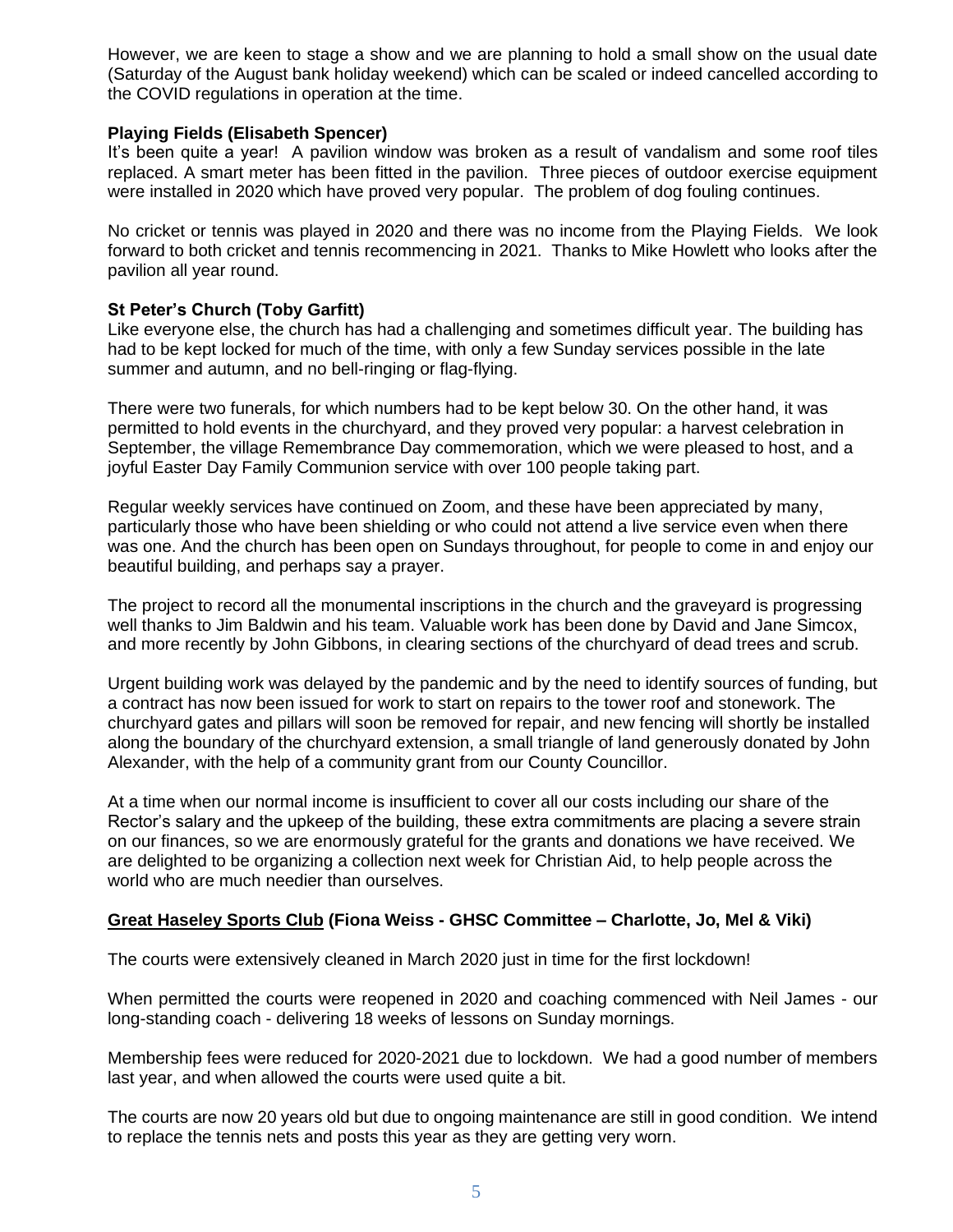However, we are keen to stage a show and we are planning to hold a small show on the usual date (Saturday of the August bank holiday weekend) which can be scaled or indeed cancelled according to the COVID regulations in operation at the time.

**Playing Fields (Elisabeth Spencer)**
It's been quite a year! A pavilion window was broken as a result of vandalism and some roof tiles replaced. A smart meter has been fitted in the pavilion. Three pieces of outdoor exercise equipment were installed in 2020 which have proved very popular. The problem of dog fouling continues.

No cricket or tennis was played in 2020 and there was no income from the Playing Fields. We look forward to both cricket and tennis recommencing in 2021. Thanks to Mike Howlett who looks after the pavilion all year round.

**St Peter's Church (Toby Garfitt)**
Like everyone else, the church has had a challenging and sometimes difficult year. The building has had to be kept locked for much of the time, with only a few Sunday services possible in the late summer and autumn, and no bell-ringing or flag-flying.

There were two funerals, for which numbers had to be kept below 30. On the other hand, it was permitted to hold events in the churchyard, and they proved very popular: a harvest celebration in September, the village Remembrance Day commemoration, which we were pleased to host, and a joyful Easter Day Family Communion service with over 100 people taking part.

Regular weekly services have continued on Zoom, and these have been appreciated by many, particularly those who have been shielding or who could not attend a live service even when there was one. And the church has been open on Sundays throughout, for people to come in and enjoy our beautiful building, and perhaps say a prayer.

The project to record all the monumental inscriptions in the church and the graveyard is progressing well thanks to Jim Baldwin and his team. Valuable work has been done by David and Jane Simcox, and more recently by John Gibbons, in clearing sections of the churchyard of dead trees and scrub.

Urgent building work was delayed by the pandemic and by the need to identify sources of funding, but a contract has now been issued for work to start on repairs to the tower roof and stonework. The churchyard gates and pillars will soon be removed for repair, and new fencing will shortly be installed along the boundary of the churchyard extension, a small triangle of land generously donated by John Alexander, with the help of a community grant from our County Councillor.

At a time when our normal income is insufficient to cover all our costs including our share of the Rector's salary and the upkeep of the building, these extra commitments are placing a severe strain on our finances, so we are enormously grateful for the grants and donations we have received. We are delighted to be organizing a collection next week for Christian Aid, to help people across the world who are much needier than ourselves.

**Great Haseley Sports Club (Fiona Weiss - GHSC Committee – Charlotte, Jo, Mel & Viki)**

The courts were extensively cleaned in March 2020 just in time for the first lockdown!

When permitted the courts were reopened in 2020 and coaching commenced with Neil James - our long-standing coach - delivering 18 weeks of lessons on Sunday mornings.

Membership fees were reduced for 2020-2021 due to lockdown. We had a good number of members last year, and when allowed the courts were used quite a bit.

The courts are now 20 years old but due to ongoing maintenance are still in good condition. We intend to replace the tennis nets and posts this year as they are getting very worn.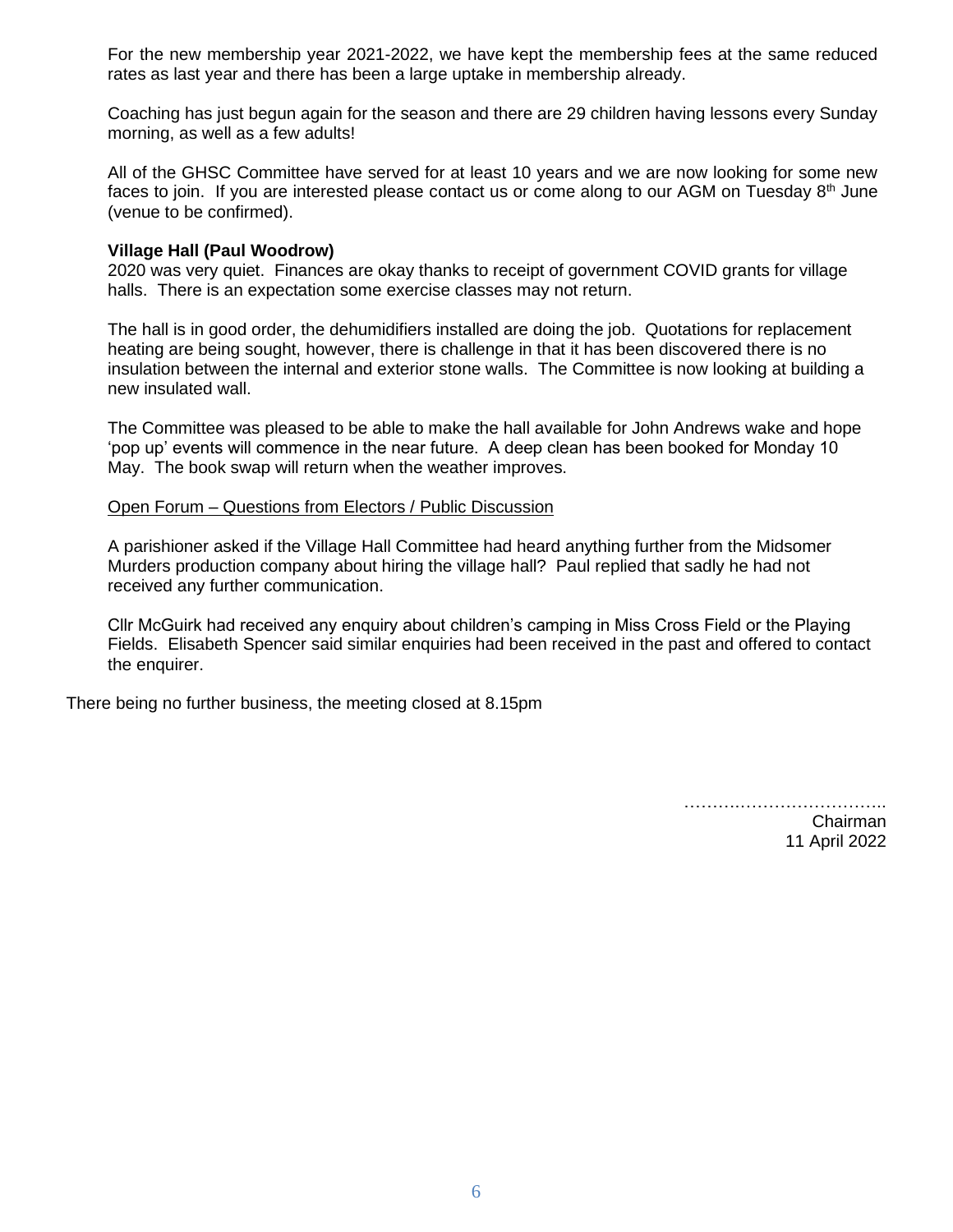For the new membership year 2021-2022, we have kept the membership fees at the same reduced rates as last year and there has been a large uptake in membership already.

Coaching has just begun again for the season and there are 29 children having lessons every Sunday morning, as well as a few adults!

All of the GHSC Committee have served for at least 10 years and we are now looking for some new faces to join. If you are interested please contact us or come along to our AGM on Tuesday 8th June (venue to be confirmed).

**Village Hall (Paul Woodrow)**

2020 was very quiet. Finances are okay thanks to receipt of government COVID grants for village halls. There is an expectation some exercise classes may not return.

The hall is in good order, the dehumidifiers installed are doing the job. Quotations for replacement heating are being sought, however, there is challenge in that it has been discovered there is no insulation between the internal and exterior stone walls. The Committee is now looking at building a new insulated wall.

The Committee was pleased to be able to make the hall available for John Andrews wake and hope 'pop up' events will commence in the near future. A deep clean has been booked for Monday 10 May. The book swap will return when the weather improves.

<u>Open Forum – Questions from Electors / Public Discussion</u>

A parishioner asked if the Village Hall Committee had heard anything further from the Midsomer Murders production company about hiring the village hall? Paul replied that sadly he had not received any further communication.

Cllr McGuirk had received any enquiry about children's camping in Miss Cross Field or the Playing Fields. Elisabeth Spencer said similar enquiries had been received in the past and offered to contact the enquirer.

There being no further business, the meeting closed at 8.15pm

……………………………..
Chairman
11 April 2022